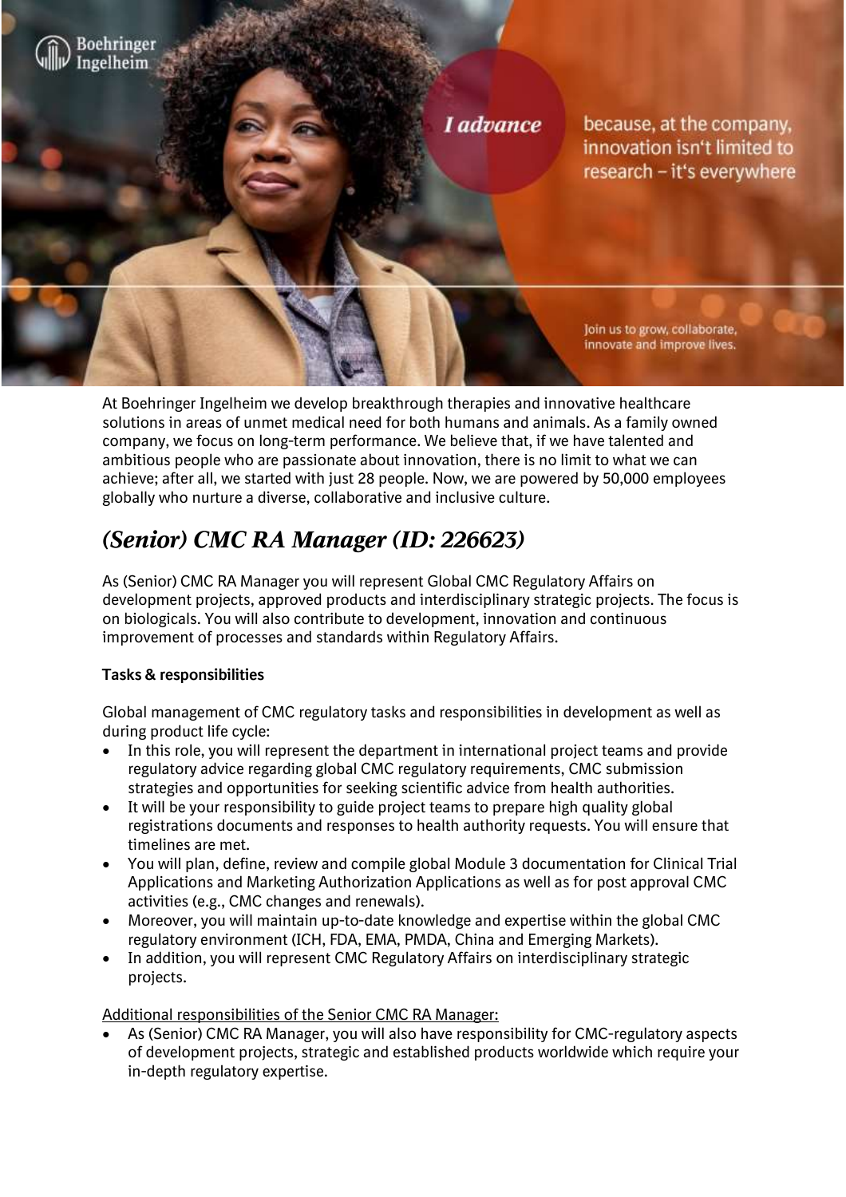At Boehringer Ingelheim we develop breakthrough therapies and innovative healthcare solutions in areas of unmet medical need for both humans and animals. As a family owned company, we focus on long-term performance. We believe that, if we have talented and ambitious people who are passionate about innovation, there is no limit to what we can achieve; after all, we started with just 28 people. Now, we are powered by 50,000 employees globally who nurture a diverse, collaborative and inclusive culture.

# *(Senior) CMC RA Manager (ID: 226623)*

As (Senior) CMC RA Manager you will represent Global CMC Regulatory Affairs on development projects, approved products and interdisciplinary strategic projects. The focus is on biologicals. You will also contribute to development, innovation and continuous improvement of processes and standards within Regulatory Affairs.

### Tasks & responsibilities

Global management of CMC regulatory tasks and responsibilities in development as well as during product life cycle:

- In this role, you will represent the department in international project teams and provide regulatory advice regarding global CMC regulatory requirements, CMC submission strategies and opportunities for seeking scientific advice from health authorities.
- It will be your responsibility to guide project teams to prepare high quality global registrations documents and responses to health authority requests. You will ensure that timelines are met.
- You will plan, define, review and compile global Module 3 documentation for Clinical Trial Applications and Marketing Authorization Applications as well as for post approval CMC activities (e.g., CMC changes and renewals).
- Moreover, you will maintain up-to-date knowledge and expertise within the global CMC regulatory environment (ICH, FDA, EMA, PMDA, China and Emerging Markets).
- In addition, you will represent CMC Regulatory Affairs on interdisciplinary strategic projects.

<u>Additional responsibilities of the Senior CMC RA Manager:</u>

- As (Senior) CMC RA Manager, you will also have responsibility for CMC-regulatory aspects of development projects, strategic and established products worldwide which require your in-depth regulatory expertise.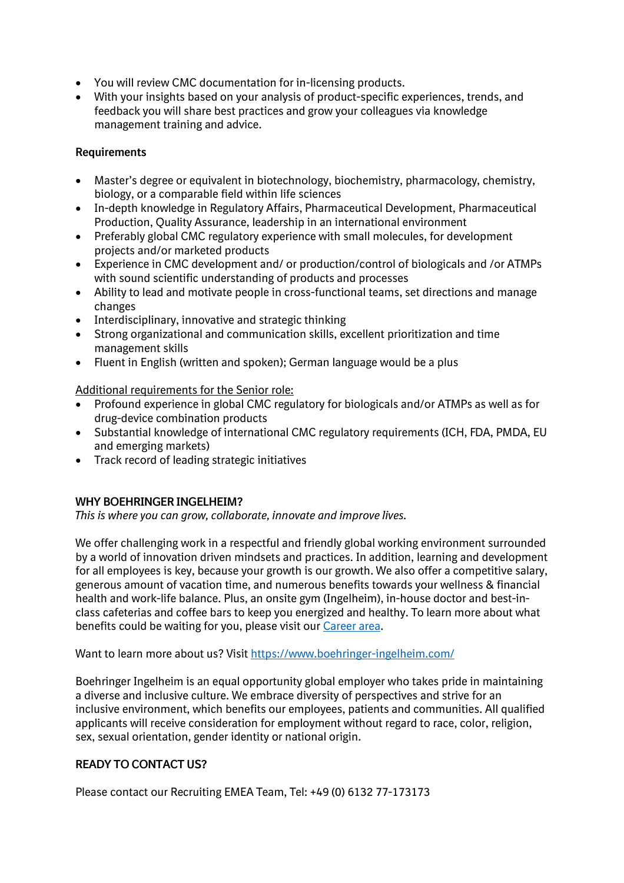- You will review CMC documentation for in-licensing products.
- With your insights based on your analysis of product-specific experiences, trends, and feedback you will share best practices and grow your colleagues via knowledge management training and advice.

**Requirements**

- Master's degree or equivalent in biotechnology, biochemistry, pharmacology, chemistry, biology, or a comparable field within life sciences
- In-depth knowledge in Regulatory Affairs, Pharmaceutical Development, Pharmaceutical Production, Quality Assurance, leadership in an international environment
- Preferably global CMC regulatory experience with small molecules, for development projects and/or marketed products
- Experience in CMC development and/ or production/control of biologicals and /or ATMPs with sound scientific understanding of products and processes
- Ability to lead and motivate people in cross-functional teams, set directions and manage changes
- Interdisciplinary, innovative and strategic thinking
- Strong organizational and communication skills, excellent prioritization and time management skills
- Fluent in English (written and spoken); German language would be a plus

<u>Additional requirements for the Senior role:</u>

- Profound experience in global CMC regulatory for biologicals and/or ATMPs as well as for drug-device combination products
- Substantial knowledge of international CMC regulatory requirements (ICH, FDA, PMDA, EU and emerging markets)
- Track record of leading strategic initiatives

**WHY BOEHRINGER INGELHEIM?**

*This is where you can grow, collaborate, innovate and improve lives.*

We offer challenging work in a respectful and friendly global working environment surrounded by a world of innovation driven mindsets and practices. In addition, learning and development for all employees is key, because your growth is our growth. We also offer a competitive salary, generous amount of vacation time, and numerous benefits towards your wellness & financial health and work-life balance. Plus, an onsite gym (Ingelheim), in-house doctor and best-in-class cafeterias and coffee bars to keep you energized and healthy. To learn more about what benefits could be waiting for you, please visit our [Career area](#).

Want to learn more about us? Visit https://www.boehringer-ingelheim.com/

Boehringer Ingelheim is an equal opportunity global employer who takes pride in maintaining a diverse and inclusive culture. We embrace diversity of perspectives and strive for an inclusive environment, which benefits our employees, patients and communities. All qualified applicants will receive consideration for employment without regard to race, color, religion, sex, sexual orientation, gender identity or national origin.

**READY TO CONTACT US?**

Please contact our Recruiting EMEA Team, Tel: +49 (0) 6132 77-173173